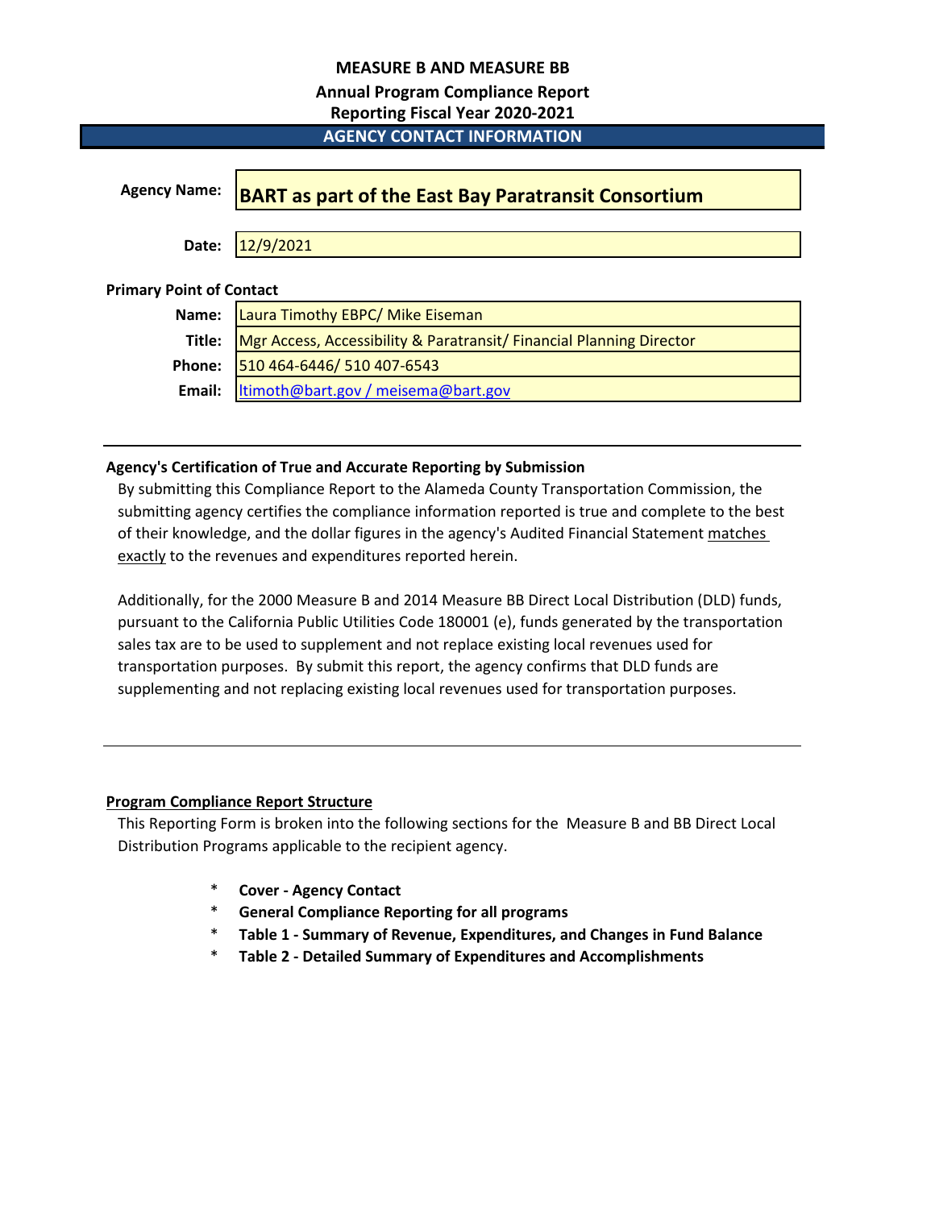# MEASURE B AND MEASURE BB

## Annual Program Compliance Report

## Reporting Fiscal Year 2020-2021

### AGENCY CONTACT INFORMATION

| | |
|---|---|
| **Agency Name:** | **BART as part of the East Bay Paratransit Consortium** |
| **Date:** | 12/9/2021 |

**Primary Point of Contact**

| | |
|---|---|
| **Name:** | Laura Timothy EBPC/ Mike Eiseman |
| **Title:** | Mgr Access, Accessibility & Paratransit/ Financial Planning Director |
| **Phone:** | 510 464-6446/ 510 407-6543 |
| **Email:** | ltimoth@bart.gov / meisema@bart.gov |

---

**Agency's Certification of True and Accurate Reporting by Submission**

By submitting this Compliance Report to the Alameda County Transportation Commission, the submitting agency certifies the compliance information reported is true and complete to the best of their knowledge, and the dollar figures in the agency's Audited Financial Statement matches exactly to the revenues and expenditures reported herein.

Additionally, for the 2000 Measure B and 2014 Measure BB Direct Local Distribution (DLD) funds, pursuant to the California Public Utilities Code 180001 (e), funds generated by the transportation sales tax are to be used to supplement and not replace existing local revenues used for transportation purposes. By submit this report, the agency confirms that DLD funds are supplementing and not replacing existing local revenues used for transportation purposes.

---

**Program Compliance Report Structure**

This Reporting Form is broken into the following sections for the Measure B and BB Direct Local Distribution Programs applicable to the recipient agency.

- **Cover - Agency Contact**
- **General Compliance Reporting for all programs**
- **Table 1 - Summary of Revenue, Expenditures, and Changes in Fund Balance**
- **Table 2 - Detailed Summary of Expenditures and Accomplishments**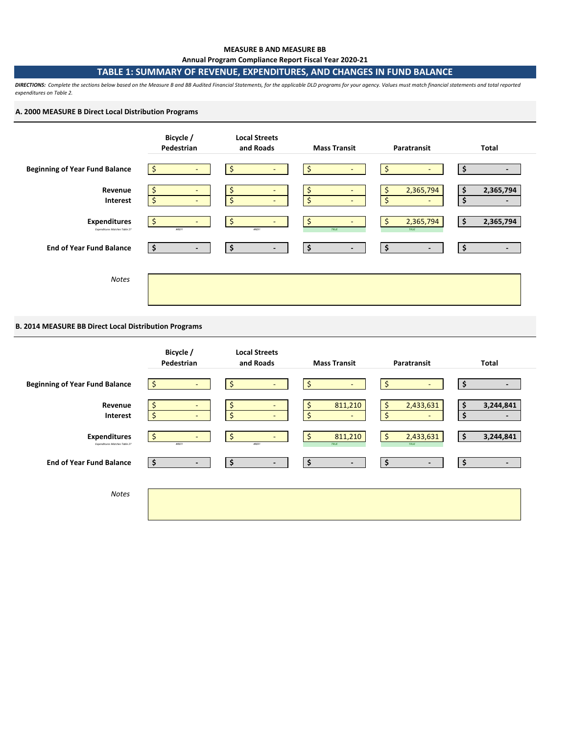**MEASURE B AND MEASURE BB**

**Annual Program Compliance Report Fiscal Year 2020-21**

## TABLE 1: SUMMARY OF REVENUE, EXPENDITURES, AND CHANGES IN FUND BALANCE

***DIRECTIONS:*** *Complete the sections below based on the Measure B and BB Audited Financial Statements, for the applicable DLD programs for your agency. Values must match financial statements and total reported expenditures on Table 2.*

### A. 2000 MEASURE B Direct Local Distribution Programs

| | Bicycle / Pedestrian | Local Streets and Roads | Mass Transit | Paratransit | Total |
|---|---|---|---|---|---|
| **Beginning of Year Fund Balance** | $ - | $ - | $ - | $ - | $ - |
| **Revenue** | $ - | $ - | $ - | $ 2,365,794 | $ 2,365,794 |
| **Interest** | $ - | $ - | $ - | $ - | $ - |
| **Expenditures** | $ - | $ - | $ - | $ 2,365,794 | $ 2,365,794 |
| *Expenditures Matches Table 2?* | #REF! | #REF! | TRUE | TRUE | |
| **End of Year Fund Balance** | $ - | $ - | $ - | $ - | $ - |

*Notes*

### B. 2014 MEASURE BB Direct Local Distribution Programs

| | Bicycle / Pedestrian | Local Streets and Roads | Mass Transit | Paratransit | Total |
|---|---|---|---|---|---|
| **Beginning of Year Fund Balance** | $ - | $ - | $ - | $ - | $ - |
| **Revenue** | $ - | $ - | $ 811,210 | $ 2,433,631 | $ 3,244,841 |
| **Interest** | $ - | $ - | $ - | $ - | $ - |
| **Expenditures** | $ - | $ - | $ 811,210 | $ 2,433,631 | $ 3,244,841 |
| *Expenditures Matches Table 2?* | #REF! | #REF! | TRUE | TRUE | |
| **End of Year Fund Balance** | $ - | $ - | $ - | $ - | $ - |

*Notes*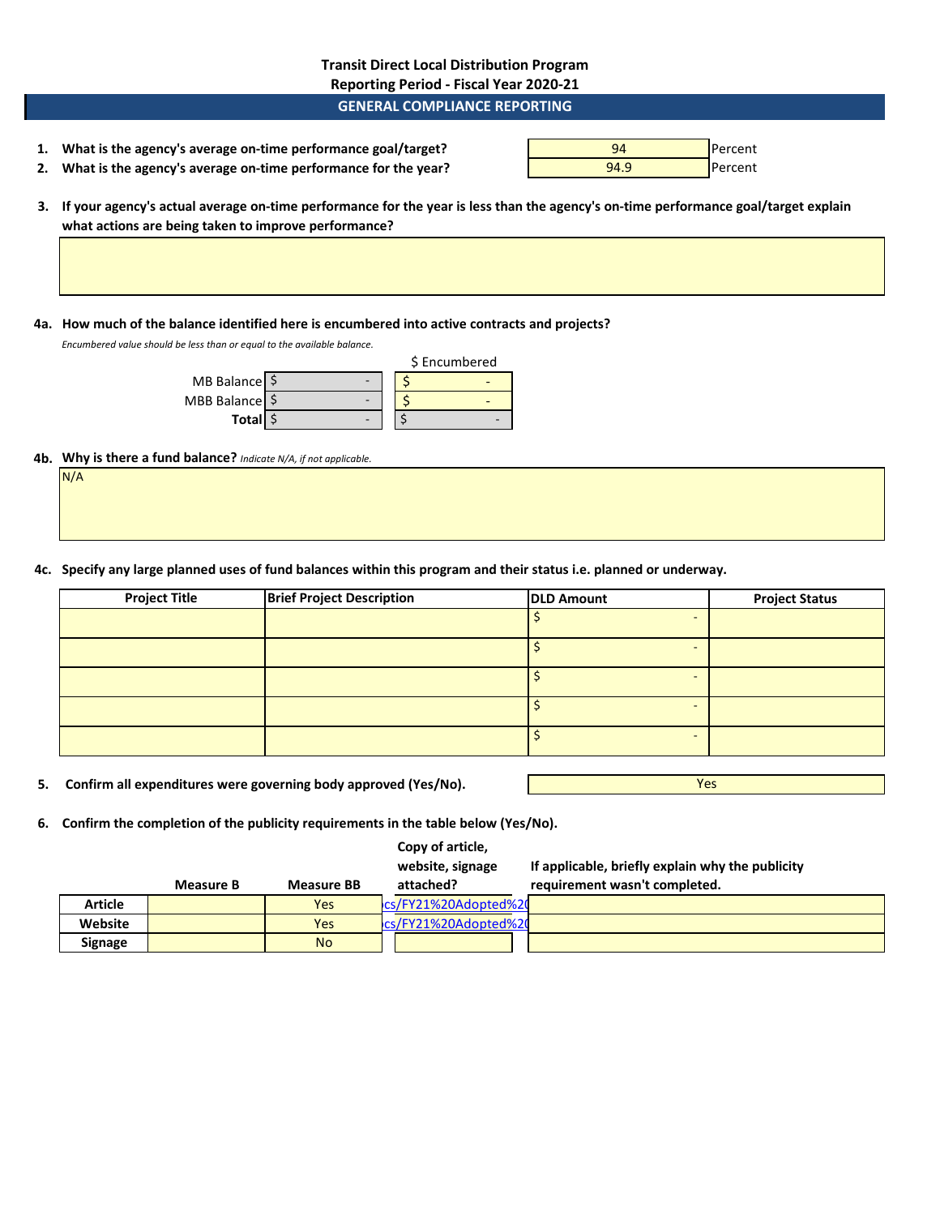**Transit Direct Local Distribution Program**
**Reporting Period - Fiscal Year 2020-21**

## GENERAL COMPLIANCE REPORTING

1. **What is the agency's average on-time performance goal/target?** 94 Percent
2. **What is the agency's average on-time performance for the year?** 94.9 Percent

3. **If your agency's actual average on-time performance for the year is less than the agency's on-time performance goal/target explain what actions are being taken to improve performance?**

4a. **How much of the balance identified here is encumbered into active contracts and projects?**

*Encumbered value should be less than or equal to the available balance.*

| | | $ Encumbered |
|---|---|---|
| MB Balance | $ - | $ - |
| MBB Balance | $ - | $ - |
| **Total** | $ - | $ - |

4b. **Why is there a fund balance?** *Indicate N/A, if not applicable.*

N/A

4c. **Specify any large planned uses of fund balances within this program and their status i.e. planned or underway.**

| Project Title | Brief Project Description | DLD Amount | Project Status |
|---|---|---|---|
| | | $ - | |
| | | $ - | |
| | | $ - | |
| | | $ - | |
| | | $ - | |

5. **Confirm all expenditures were governing body approved (Yes/No).** Yes

6. **Confirm the completion of the publicity requirements in the table below (Yes/No).**

| | Measure B | Measure BB | Copy of article, website, signage attached? | If applicable, briefly explain why the publicity requirement wasn't completed. |
|---|---|---|---|---|
| **Article** | | Yes | cs/FY21%20Adopted%2 | |
| **Website** | | Yes | cs/FY21%20Adopted%2 | |
| **Signage** | | No | | |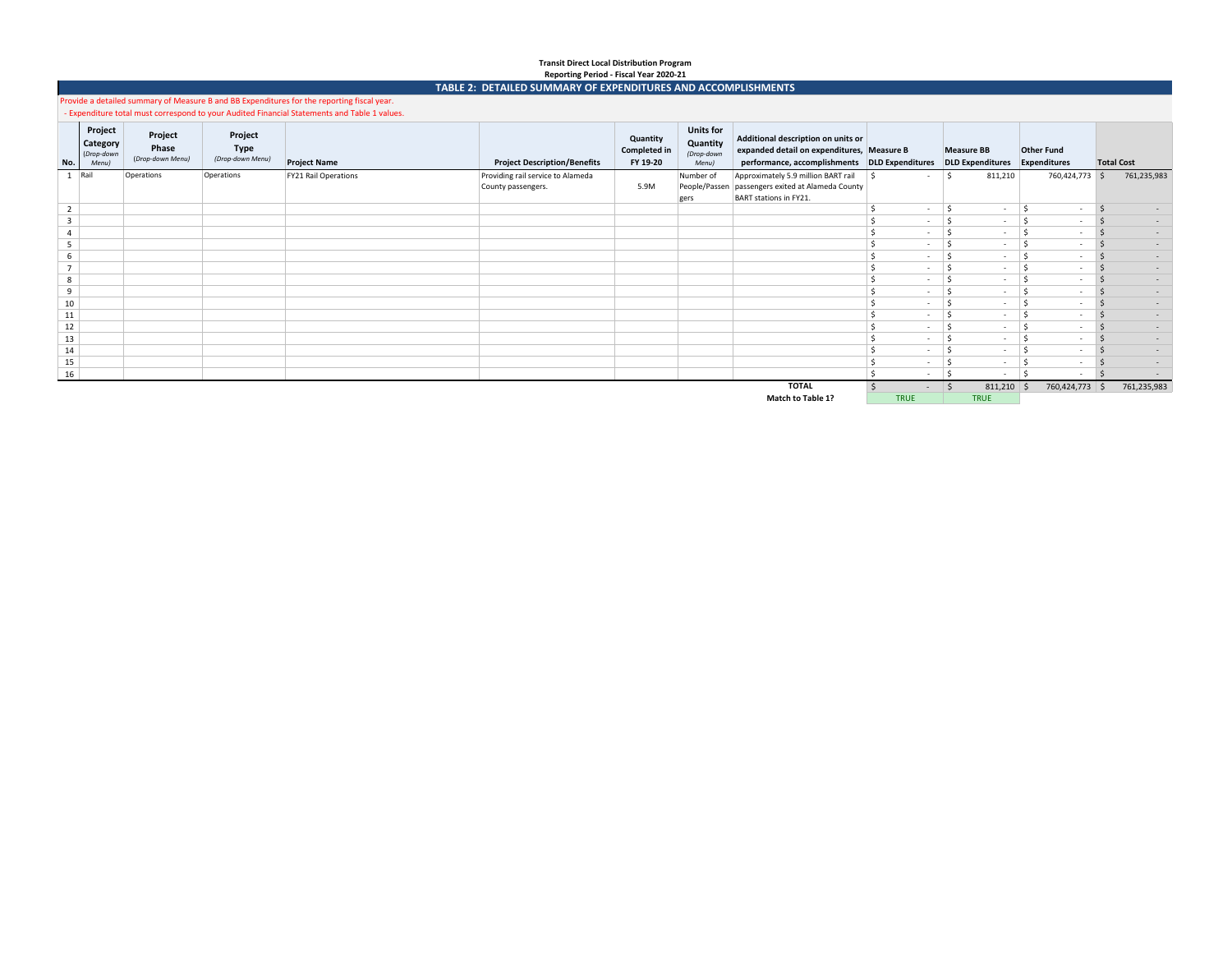**Transit Direct Local Distribution Program**

**Reporting Period - Fiscal Year 2020-21**

## TABLE 2: DETAILED SUMMARY OF EXPENDITURES AND ACCOMPLISHMENTS

Provide a detailed summary of Measure B and BB Expenditures for the reporting fiscal year.

- Expenditure total must correspond to your Audited Financial Statements and Table 1 values.

| No. | Project Category (Drop-down Menu) | Project Phase (Drop-down Menu) | Project Type (Drop-down Menu) | Project Name | Project Description/Benefits | Quantity Completed in FY 19-20 | Units for Quantity (Drop-down Menu) | Additional description on units or expanded detail on expenditures, performance, accomplishments | Measure B DLD Expenditures | Measure BB DLD Expenditures | Other Fund Expenditures | Total Cost |
|---|---|---|---|---|---|---|---|---|---|---|---|---|
| 1 | Rail | Operations | Operations | FY21 Rail Operations | Providing rail service to Alameda County passengers. | 5.9M | Number of People/Passengers | Approximately 5.9 million BART rail passengers exited at Alameda County BART stations in FY21. | $ - | $ 811,210 | 760,424,773 | $ 761,235,983 |
| 2 | | | | | | | | | $ - | $ - | $ - | $ - |
| 3 | | | | | | | | | $ - | $ - | $ - | $ - |
| 4 | | | | | | | | | $ - | $ - | $ - | $ - |
| 5 | | | | | | | | | $ - | $ - | $ - | $ - |
| 6 | | | | | | | | | $ - | $ - | $ - | $ - |
| 7 | | | | | | | | | $ - | $ - | $ - | $ - |
| 8 | | | | | | | | | $ - | $ - | $ - | $ - |
| 9 | | | | | | | | | $ - | $ - | $ - | $ - |
| 10 | | | | | | | | | $ - | $ - | $ - | $ - |
| 11 | | | | | | | | | $ - | $ - | $ - | $ - |
| 12 | | | | | | | | | $ - | $ - | $ - | $ - |
| 13 | | | | | | | | | $ - | $ - | $ - | $ - |
| 14 | | | | | | | | | $ - | $ - | $ - | $ - |
| 15 | | | | | | | | | $ - | $ - | $ - | $ - |
| 16 | | | | | | | | | $ - | $ - | $ - | $ - |
| | | | | | | | | **TOTAL** | $ - | $ 811,210 | $ 760,424,773 | $ 761,235,983 |
| | | | | | | | | **Match to Table 1?** | TRUE | TRUE | | |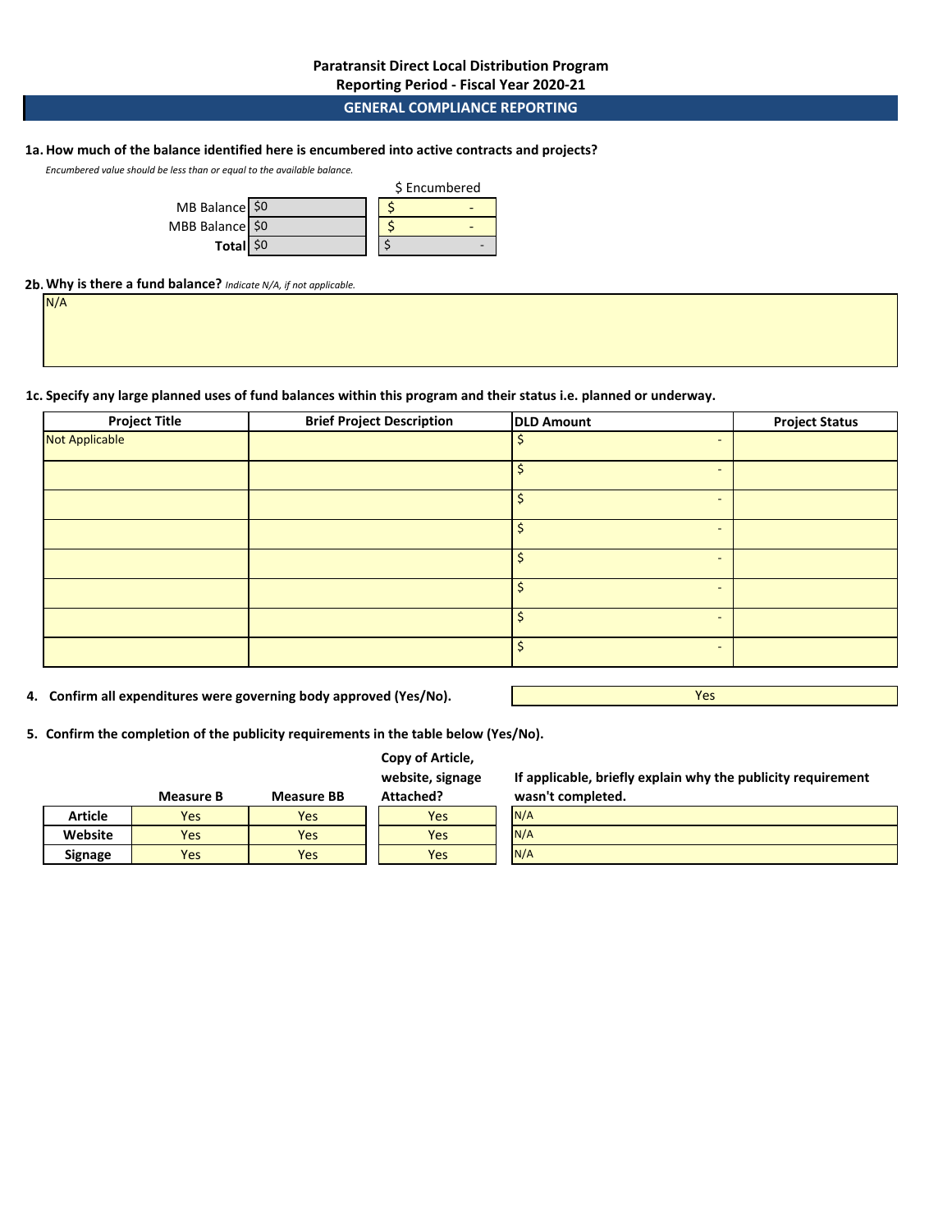**Paratransit Direct Local Distribution Program**
**Reporting Period - Fiscal Year 2020-21**

## GENERAL COMPLIANCE REPORTING

**1a. How much of the balance identified here is encumbered into active contracts and projects?**

*Encumbered value should be less than or equal to the available balance.*

| | | $ Encumbered |
|---|---|---|
| MB Balance | $0 | $ - |
| MBB Balance | $0 | $ - |
| **Total** | $0 | $ - |

**2b. Why is there a fund balance?** *Indicate N/A, if not applicable.*

N/A

**1c. Specify any large planned uses of fund balances within this program and their status i.e. planned or underway.**

| Project Title | Brief Project Description | DLD Amount | Project Status |
|---|---|---|---|
| Not Applicable | | $ - | |
| | | $ - | |
| | | $ - | |
| | | $ - | |
| | | $ - | |
| | | $ - | |
| | | $ - | |
| | | $ - | |

**4. Confirm all expenditures were governing body approved (Yes/No).** Yes

**5. Confirm the completion of the publicity requirements in the table below (Yes/No).**

| | Measure B | Measure BB | Copy of Article, website, signage Attached? | If applicable, briefly explain why the publicity requirement wasn't completed. |
|---|---|---|---|---|
| **Article** | Yes | Yes | Yes | N/A |
| **Website** | Yes | Yes | Yes | N/A |
| **Signage** | Yes | Yes | Yes | N/A |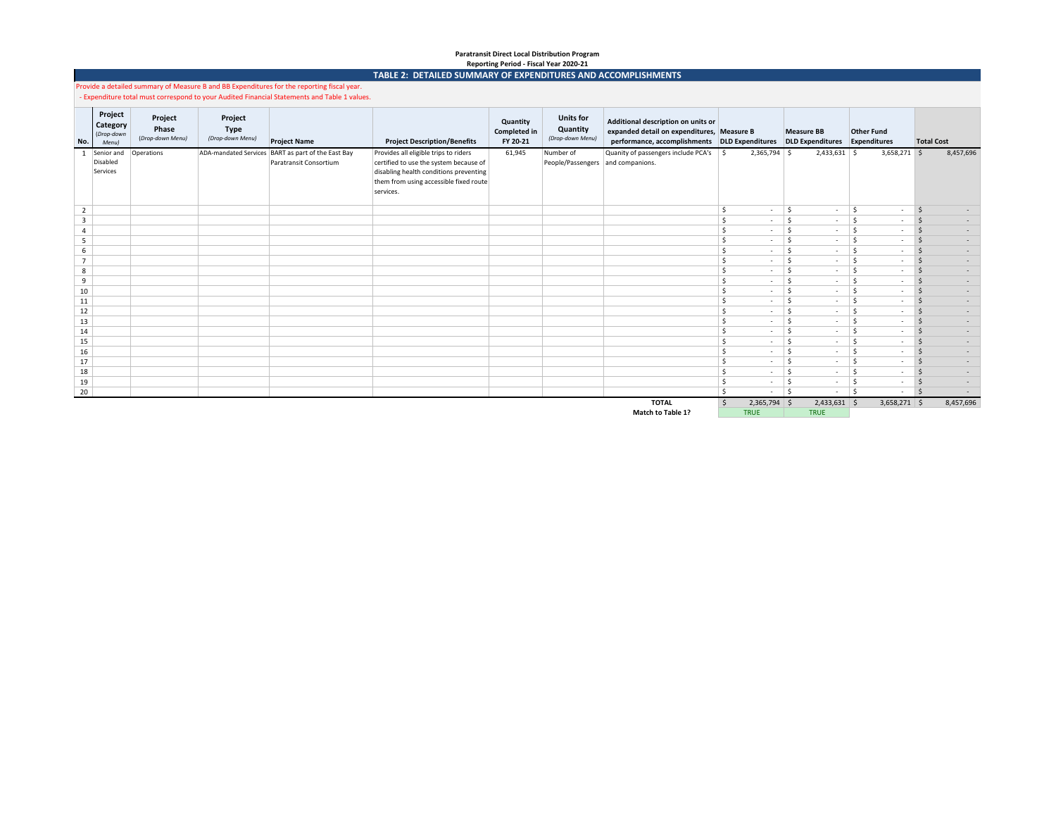**Paratransit Direct Local Distribution Program**

**Reporting Period - Fiscal Year 2020-21**

## TABLE 2: DETAILED SUMMARY OF EXPENDITURES AND ACCOMPLISHMENTS

Provide a detailed summary of Measure B and BB Expenditures for the reporting fiscal year.

- Expenditure total must correspond to your Audited Financial Statements and Table 1 values.

| No. | Project Category (Drop-down Menu) | Project Phase (Drop-down Menu) | Project Type (Drop-down Menu) | Project Name | Project Description/Benefits | Quantity Completed in FY 20-21 | Units for Quantity (Drop-down Menu) | Additional description on units or expanded detail on expenditures, performance, accomplishments | Measure B DLD Expenditures | Measure BB DLD Expenditures | Other Fund Expenditures | Total Cost |
|---|---|---|---|---|---|---|---|---|---|---|---|---|
| 1 | Senior and Disabled Services | Operations | ADA-mandated Services | BART as part of the East Bay Paratransit Consortium | Provides all eligible trips to riders certified to use the system because of disabling health conditions preventing them from using accessible fixed route services. | 61,945 | Number of People/Passengers | Quanity of passengers include PCA's and companions. | $ 2,365,794 | $ 2,433,631 | $ 3,658,271 | $ 8,457,696 |
| 2 | | | | | | | | | $ - | $ - | $ - | $ - |
| 3 | | | | | | | | | $ - | $ - | $ - | $ - |
| 4 | | | | | | | | | $ - | $ - | $ - | $ - |
| 5 | | | | | | | | | $ - | $ - | $ - | $ - |
| 6 | | | | | | | | | $ - | $ - | $ - | $ - |
| 7 | | | | | | | | | $ - | $ - | $ - | $ - |
| 8 | | | | | | | | | $ - | $ - | $ - | $ - |
| 9 | | | | | | | | | $ - | $ - | $ - | $ - |
| 10 | | | | | | | | | $ - | $ - | $ - | $ - |
| 11 | | | | | | | | | $ - | $ - | $ - | $ - |
| 12 | | | | | | | | | $ - | $ - | $ - | $ - |
| 13 | | | | | | | | | $ - | $ - | $ - | $ - |
| 14 | | | | | | | | | $ - | $ - | $ - | $ - |
| 15 | | | | | | | | | $ - | $ - | $ - | $ - |
| 16 | | | | | | | | | $ - | $ - | $ - | $ - |
| 17 | | | | | | | | | $ - | $ - | $ - | $ - |
| 18 | | | | | | | | | $ - | $ - | $ - | $ - |
| 19 | | | | | | | | | $ - | $ - | $ - | $ - |
| 20 | | | | | | | | | $ - | $ - | $ - | $ - |
| | | | | | | | | **TOTAL** | $ 2,365,794 | $ 2,433,631 | $ 3,658,271 | $ 8,457,696 |
| | | | | | | | | **Match to Table 1?** | TRUE | TRUE | | |